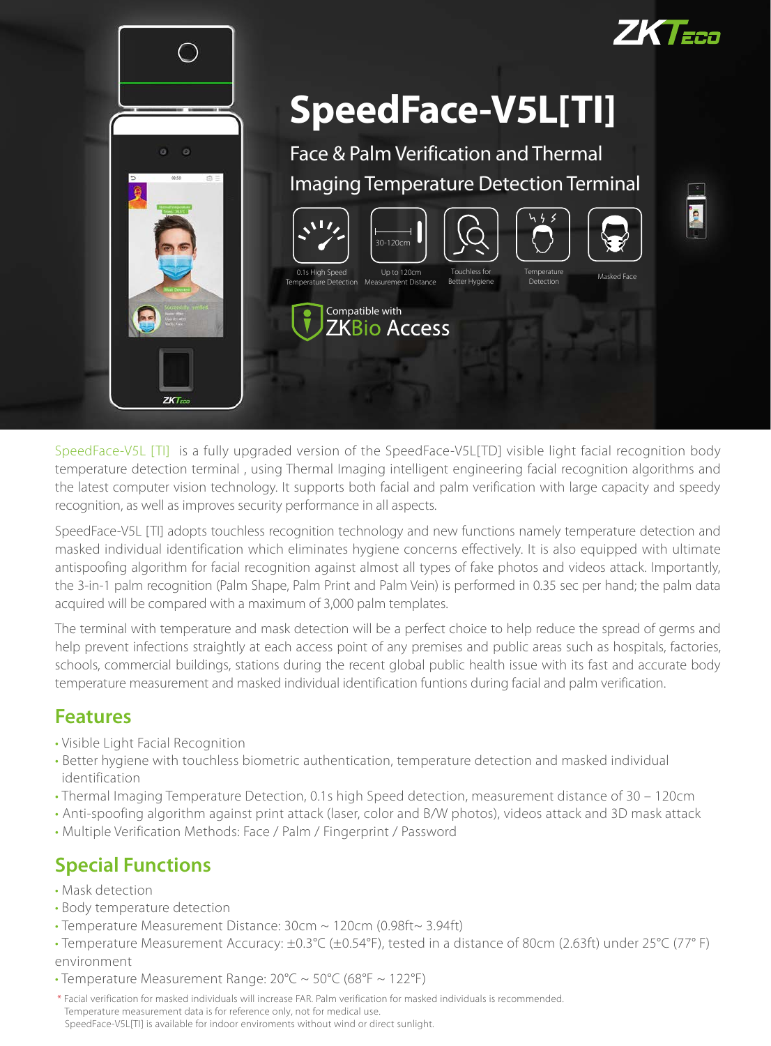# SpeedFace-V5L[TI]

## Face & Palm Verification and Thermal Imaging Temperature Detection Terminal

0.1s High Speed Temperature Detection | Up to 120cm Measurement Distance | Touchless for Better Hygiene | Temperature Detection | Masked Face

Compatible with ZKBio Access

SpeedFace-V5L [TI] is a fully upgraded version of the SpeedFace-V5L[TD] visible light facial recognition body temperature detection terminal , using Thermal Imaging intelligent engineering facial recognition algorithms and the latest computer vision technology. It supports both facial and palm verification with large capacity and speedy recognition, as well as improves security performance in all aspects.

SpeedFace-V5L [TI] adopts touchless recognition technology and new functions namely temperature detection and masked individual identification which eliminates hygiene concerns effectively. It is also equipped with ultimate antispoofing algorithm for facial recognition against almost all types of fake photos and videos attack. Importantly, the 3-in-1 palm recognition (Palm Shape, Palm Print and Palm Vein) is performed in 0.35 sec per hand; the palm data acquired will be compared with a maximum of 3,000 palm templates.

The terminal with temperature and mask detection will be a perfect choice to help reduce the spread of germs and help prevent infections straightly at each access point of any premises and public areas such as hospitals, factories, schools, commercial buildings, stations during the recent global public health issue with its fast and accurate body temperature measurement and masked individual identification funtions during facial and palm verification.

## Features

- Visible Light Facial Recognition
- Better hygiene with touchless biometric authentication, temperature detection and masked individual identification
- Thermal Imaging Temperature Detection, 0.1s high Speed detection, measurement distance of 30 – 120cm
- Anti-spoofing algorithm against print attack (laser, color and B/W photos), videos attack and 3D mask attack
- Multiple Verification Methods: Face / Palm / Fingerprint / Password

## Special Functions

- Mask detection
- Body temperature detection
- Temperature Measurement Distance: 30cm ~ 120cm (0.98ft~ 3.94ft)
- Temperature Measurement Accuracy: ±0.3°C (±0.54°F), tested in a distance of 80cm (2.63ft) under 25°C (77° F) environment
- Temperature Measurement Range: 20°C ~ 50°C (68°F ~ 122°F)

\* Facial verification for masked individuals will increase FAR. Palm verification for masked individuals is recommended.
Temperature measurement data is for reference only, not for medical use.
SpeedFace-V5L[TI] is available for indoor enviroments without wind or direct sunlight.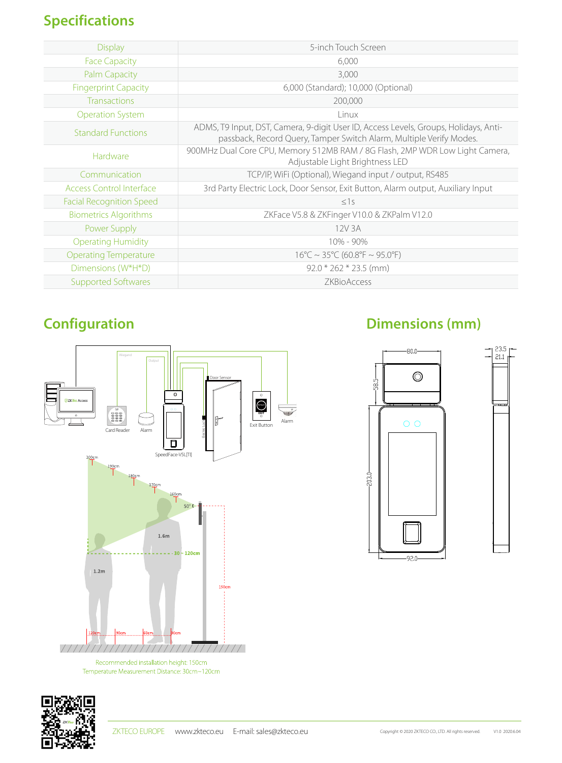## Specifications

| | |
|---|---|
| Display | 5-inch Touch Screen |
| Face Capacity | 6,000 |
| Palm Capacity | 3,000 |
| Fingerprint Capacity | 6,000 (Standard); 10,000 (Optional) |
| Transactions | 200,000 |
| Operation System | Linux |
| Standard Functions | ADMS, T9 Input, DST, Camera, 9-digit User ID, Access Levels, Groups, Holidays, Anti-passback, Record Query, Tamper Switch Alarm, Multiple Verify Modes. |
| Hardware | 900MHz Dual Core CPU, Memory 512MB RAM / 8G Flash, 2MP WDR Low Light Camera, Adjustable Light Brightness LED |
| Communication | TCP/IP, WiFi (Optional), Wiegand input / output, RS485 |
| Access Control Interface | 3rd Party Electric Lock, Door Sensor, Exit Button, Alarm output, Auxiliary Input |
| Facial Recognition Speed | ≤1s |
| Biometrics Algorithms | ZKFace V5.8 & ZKFinger V10.0 & ZKPalm V12.0 |
| Power Supply | 12V 3A |
| Operating Humidity | 10% - 90% |
| Operating Temperature | 16°C ~ 35°C (60.8°F ~ 95.0°F) |
| Dimensions (W*H*D) | 92.0 * 262 * 23.5 (mm) |
| Supported Softwares | ZKBioAccess |

## Configuration

Wiegand
Output
Door Sensor
ZKBio Access
Card Reader
Alarm
SpeedFace-V5L[TI]
Electric Lock
Exit Button
Alarm

200cm
190cm
180cm
170cm
160cm
50°
1.6m
30 - 120cm
1.2m
150cm
120cm
90cm
60cm
30cm

Recommended installation height: 150cm
Temperature Measurement Distance: 30cm~120cm

## Dimensions (mm)

80.0
58.5
203.0
92.0
23.5
21.1

ZKTECO EUROPE www.zkteco.eu E-mail: sales@zkteco.eu

Copyright © 2020 ZKTECO CO., LTD. All rights reserved. V1.0 2020.6.04